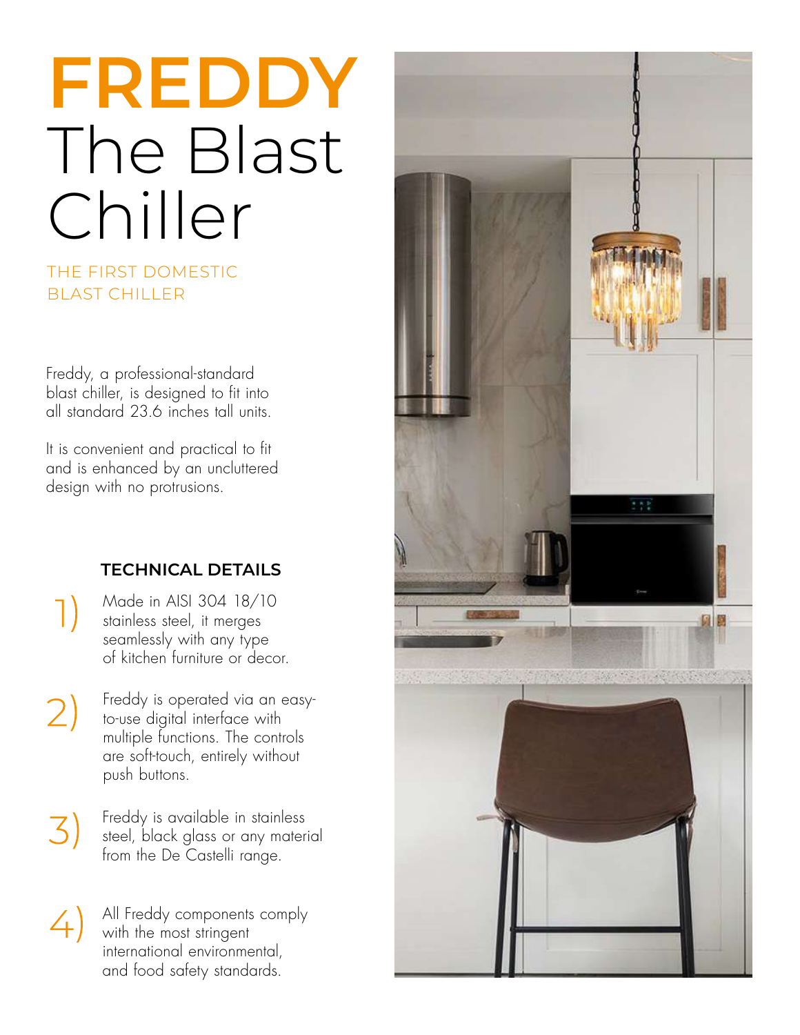# FREDDY
# The Blast Chiller

THE FIRST DOMESTIC BLAST CHILLER

Freddy, a professional-standard blast chiller, is designed to fit into all standard 23.6 inches tall units.

It is convenient and practical to fit and is enhanced by an uncluttered design with no protrusions.

### TECHNICAL DETAILS

1) Made in AISI 304 18/10 stainless steel, it merges seamlessly with any type of kitchen furniture or decor.

2) Freddy is operated via an easy-to-use digital interface with multiple functions. The controls are soft-touch, entirely without push buttons.

3) Freddy is available in stainless steel, black glass or any material from the De Castelli range.

4) All Freddy components comply with the most stringent international environmental, and food safety standards.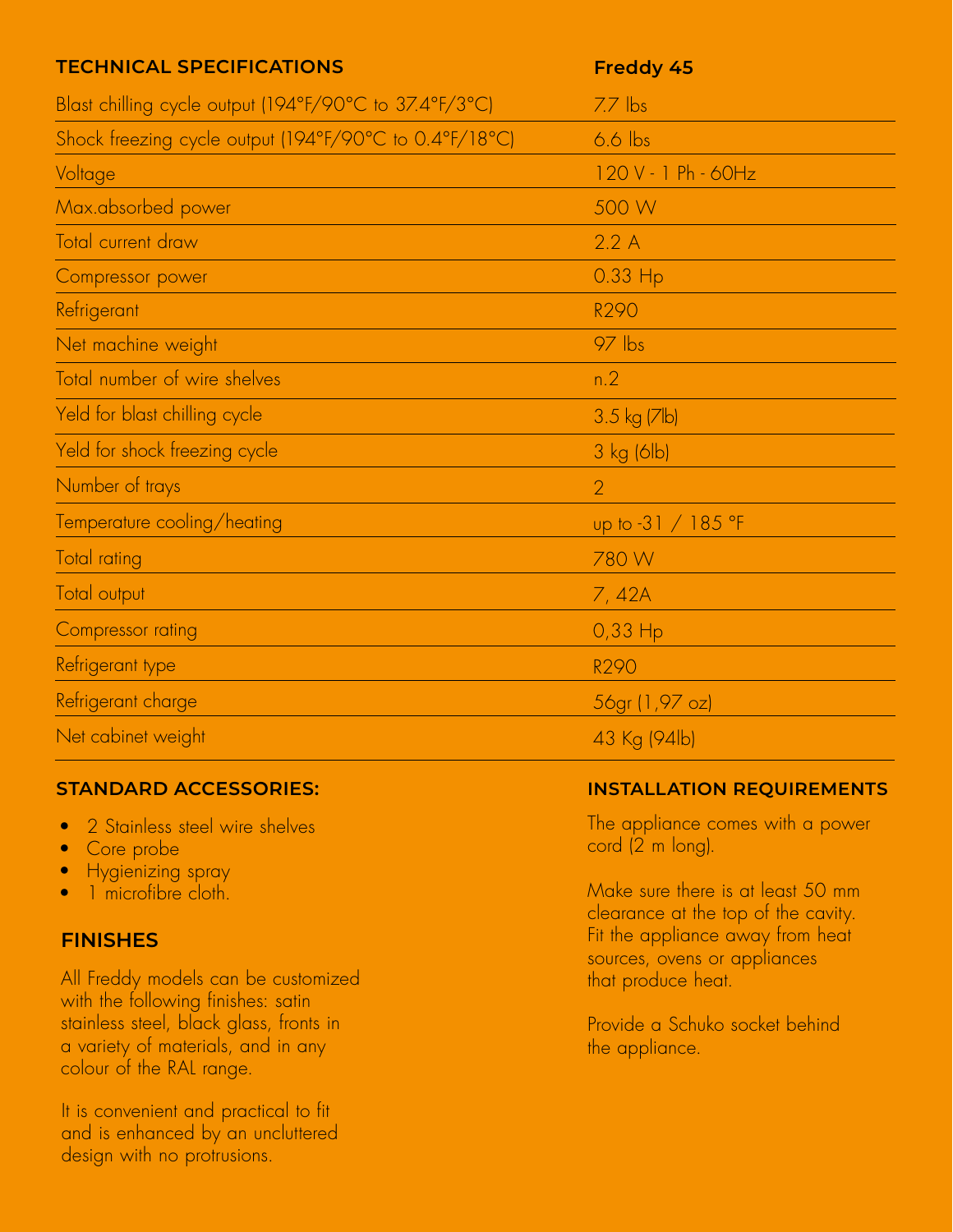| TECHNICAL SPECIFICATIONS | Freddy 45 |
| --- | --- |
| Blast chilling cycle output (194°F/90°C to 37.4°F/3°C) | 7.7 lbs |
| Shock freezing cycle output (194°F/90°C to 0.4°F/18°C) | 6.6 lbs |
| Voltage | 120 V - 1 Ph - 60Hz |
| Max.absorbed power | 500 W |
| Total current draw | 2.2 A |
| Compressor power | 0.33 Hp |
| Refrigerant | R290 |
| Net machine weight | 97 lbs |
| Total number of wire shelves | n.2 |
| Yeld for blast chilling cycle | 3.5 kg (7lb) |
| Yeld for shock freezing cycle | 3 kg (6lb) |
| Number of trays | 2 |
| Temperature cooling/heating | up to -31 / 185 °F |
| Total rating | 780 W |
| Total output | 7, 42A |
| Compressor rating | 0,33 Hp |
| Refrigerant type | R290 |
| Refrigerant charge | 56gr (1,97 oz) |
| Net cabinet weight | 43 Kg (94lb) |

## STANDARD ACCESSORIES:

- 2 Stainless steel wire shelves
- Core probe
- Hygienizing spray
- 1 microfibre cloth.

## FINISHES

All Freddy models can be customized with the following finishes: satin stainless steel, black glass, fronts in a variety of materials, and in any colour of the RAL range.

It is convenient and practical to fit and is enhanced by an uncluttered design with no protrusions.

## INSTALLATION REQUIREMENTS

The appliance comes with a power cord (2 m long).

Make sure there is at least 50 mm clearance at the top of the cavity. Fit the appliance away from heat sources, ovens or appliances that produce heat.

Provide a Schuko socket behind the appliance.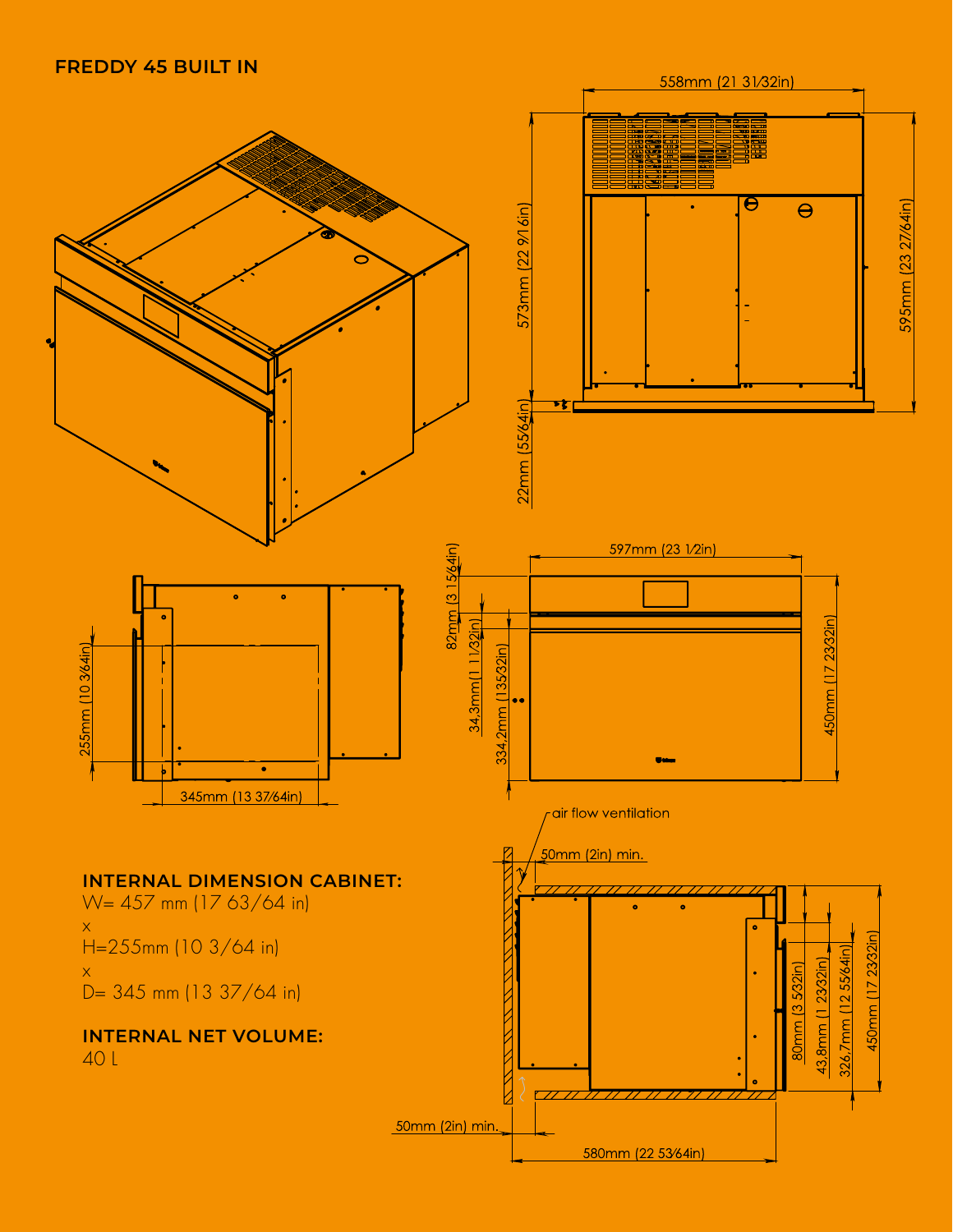## FREDDY 45 BUILT IN

558mm (21 31/32in)

573mm (22 9/16in)

595mm (23 27/64in)

22mm (55/64in)

255mm (10 3/64in)

345mm (13 37/64in)

597mm (23 1/2in)

82mm (3 15/64in)

34,3mm(1 11/32in)

334,2mm (13 5/32in)

450mm (17 23/32in)

air flow ventilation

50mm (2in) min.

80mm (3 5/32in)

43,8mm (1 23/32in)

326,7mm (12 55/64in)

450mm (17 23/32in)

50mm (2in) min.

580mm (22 53/64in)

**INTERNAL DIMENSION CABINET:**

W= 457 mm (17 63/64 in)

x

H=255mm (10 3/64 in)

x

D= 345 mm (13 37/64 in)

**INTERNAL NET VOLUME:**

40 L